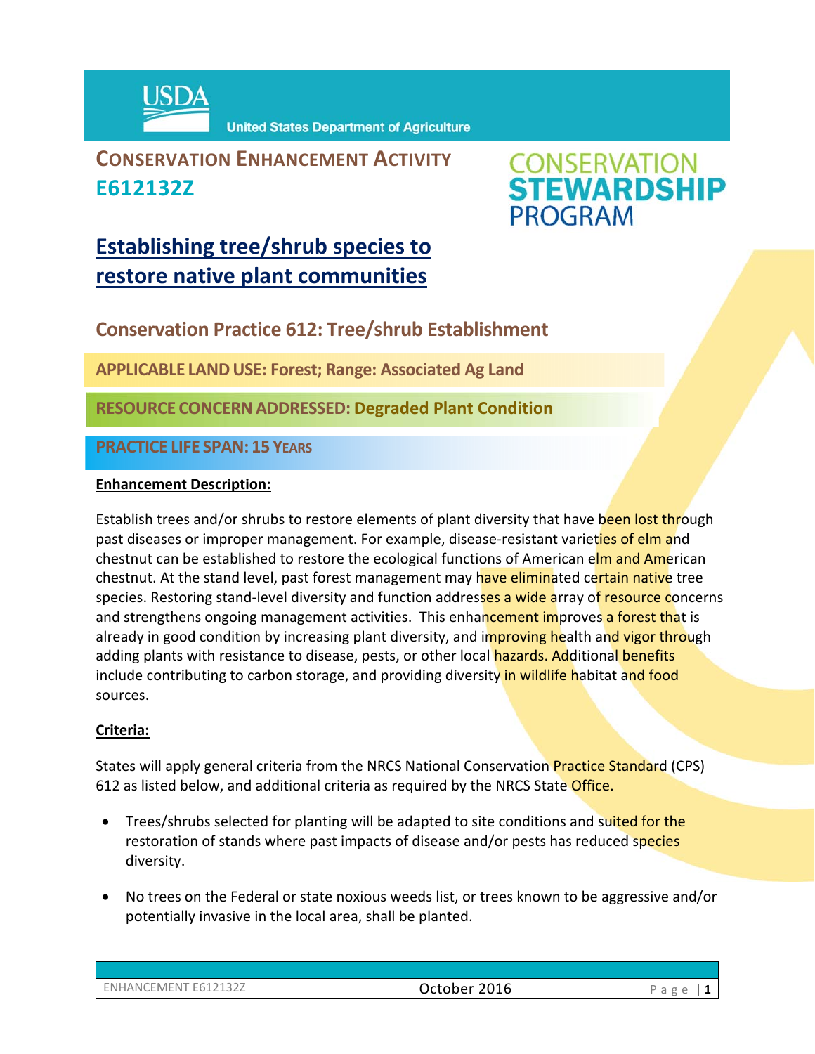USDA United States Department of Agriculture

# CONSERVATION ENHANCEMENT ACTIVITY E612132Z

CONSERVATION STEWARDSHIP PROGRAM

# Establishing tree/shrub species to restore native plant communities

## Conservation Practice 612: Tree/shrub Establishment

**APPLICABLE LAND USE: Forest; Range: Associated Ag Land**

**RESOURCE CONCERN ADDRESSED: Degraded Plant Condition**

**PRACTICE LIFE SPAN: 15 YEARS**

**Enhancement Description:**

Establish trees and/or shrubs to restore elements of plant diversity that have been lost through past diseases or improper management. For example, disease-resistant varieties of elm and chestnut can be established to restore the ecological functions of American elm and American chestnut. At the stand level, past forest management may have eliminated certain native tree species. Restoring stand-level diversity and function addresses a wide array of resource concerns and strengthens ongoing management activities. This enhancement improves a forest that is already in good condition by increasing plant diversity, and improving health and vigor through adding plants with resistance to disease, pests, or other local hazards. Additional benefits include contributing to carbon storage, and providing diversity in wildlife habitat and food sources.

**Criteria:**

States will apply general criteria from the NRCS National Conservation Practice Standard (CPS) 612 as listed below, and additional criteria as required by the NRCS State Office.

- Trees/shrubs selected for planting will be adapted to site conditions and suited for the restoration of stands where past impacts of disease and/or pests has reduced species diversity.
- No trees on the Federal or state noxious weeds list, or trees known to be aggressive and/or potentially invasive in the local area, shall be planted.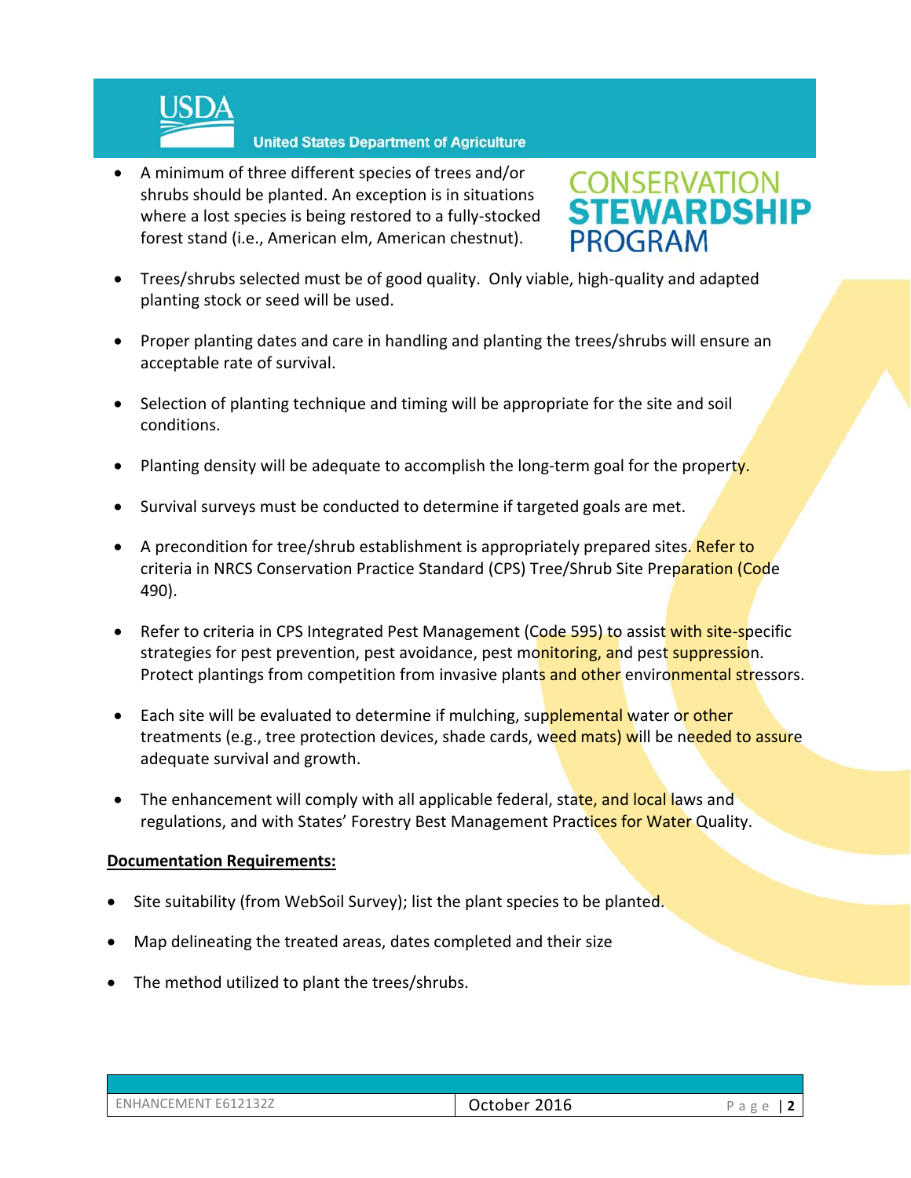- A minimum of three different species of trees and/or shrubs should be planted. An exception is in situations where a lost species is being restored to a fully-stocked forest stand (i.e., American elm, American chestnut).
- Trees/shrubs selected must be of good quality. Only viable, high-quality and adapted planting stock or seed will be used.
- Proper planting dates and care in handling and planting the trees/shrubs will ensure an acceptable rate of survival.
- Selection of planting technique and timing will be appropriate for the site and soil conditions.
- Planting density will be adequate to accomplish the long-term goal for the property.
- Survival surveys must be conducted to determine if targeted goals are met.
- A precondition for tree/shrub establishment is appropriately prepared sites. Refer to criteria in NRCS Conservation Practice Standard (CPS) Tree/Shrub Site Preparation (Code 490).
- Refer to criteria in CPS Integrated Pest Management (Code 595) to assist with site-specific strategies for pest prevention, pest avoidance, pest monitoring, and pest suppression. Protect plantings from competition from invasive plants and other environmental stressors.
- Each site will be evaluated to determine if mulching, supplemental water or other treatments (e.g., tree protection devices, shade cards, weed mats) will be needed to assure adequate survival and growth.
- The enhancement will comply with all applicable federal, state, and local laws and regulations, and with States' Forestry Best Management Practices for Water Quality.

**Documentation Requirements:**

- Site suitability (from WebSoil Survey); list the plant species to be planted.
- Map delineating the treated areas, dates completed and their size
- The method utilized to plant the trees/shrubs.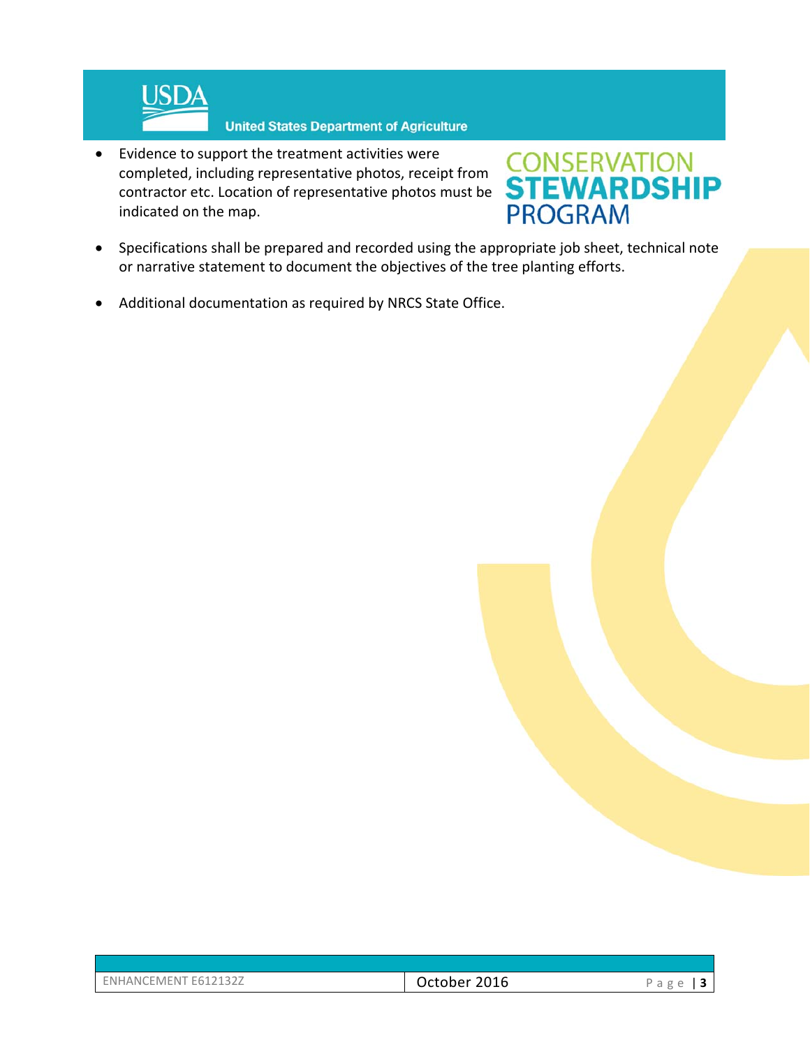- Evidence to support the treatment activities were completed, including representative photos, receipt from contractor etc. Location of representative photos must be indicated on the map.
- Specifications shall be prepared and recorded using the appropriate job sheet, technical note or narrative statement to document the objectives of the tree planting efforts.
- Additional documentation as required by NRCS State Office.